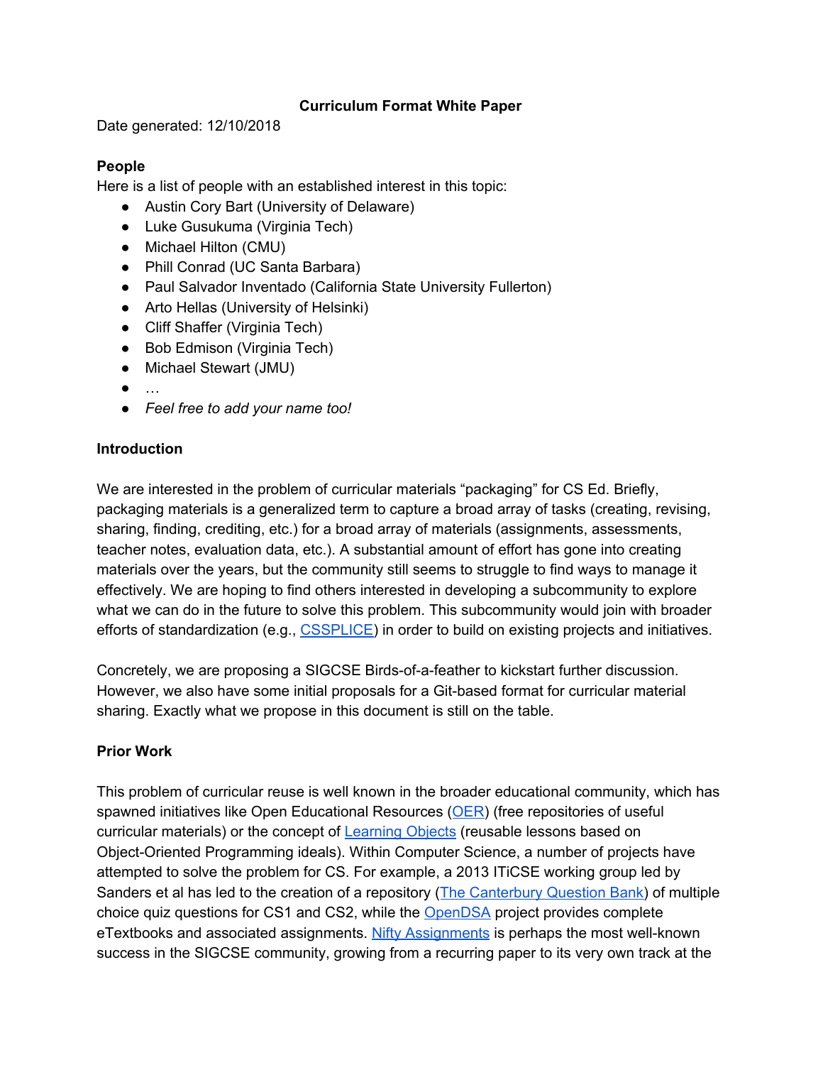# Curriculum Format White Paper

Date generated: 12/10/2018

## People

Here is a list of people with an established interest in this topic:

- Austin Cory Bart (University of Delaware)
- Luke Gusukuma (Virginia Tech)
- Michael Hilton (CMU)
- Phill Conrad (UC Santa Barbara)
- Paul Salvador Inventado (California State University Fullerton)
- Arto Hellas (University of Helsinki)
- Cliff Shaffer (Virginia Tech)
- Bob Edmison (Virginia Tech)
- Michael Stewart (JMU)
- …
- *Feel free to add your name too!*

## Introduction

We are interested in the problem of curricular materials "packaging" for CS Ed. Briefly, packaging materials is a generalized term to capture a broad array of tasks (creating, revising, sharing, finding, crediting, etc.) for a broad array of materials (assignments, assessments, teacher notes, evaluation data, etc.). A substantial amount of effort has gone into creating materials over the years, but the community still seems to struggle to find ways to manage it effectively. We are hoping to find others interested in developing a subcommunity to explore what we can do in the future to solve this problem. This subcommunity would join with broader efforts of standardization (e.g., CSSPLICE) in order to build on existing projects and initiatives.

Concretely, we are proposing a SIGCSE Birds-of-a-feather to kickstart further discussion. However, we also have some initial proposals for a Git-based format for curricular material sharing. Exactly what we propose in this document is still on the table.

## Prior Work

This problem of curricular reuse is well known in the broader educational community, which has spawned initiatives like Open Educational Resources (OER) (free repositories of useful curricular materials) or the concept of Learning Objects (reusable lessons based on Object-Oriented Programming ideals). Within Computer Science, a number of projects have attempted to solve the problem for CS. For example, a 2013 ITiCSE working group led by Sanders et al has led to the creation of a repository (The Canterbury Question Bank) of multiple choice quiz questions for CS1 and CS2, while the OpenDSA project provides complete eTextbooks and associated assignments. Nifty Assignments is perhaps the most well-known success in the SIGCSE community, growing from a recurring paper to its very own track at the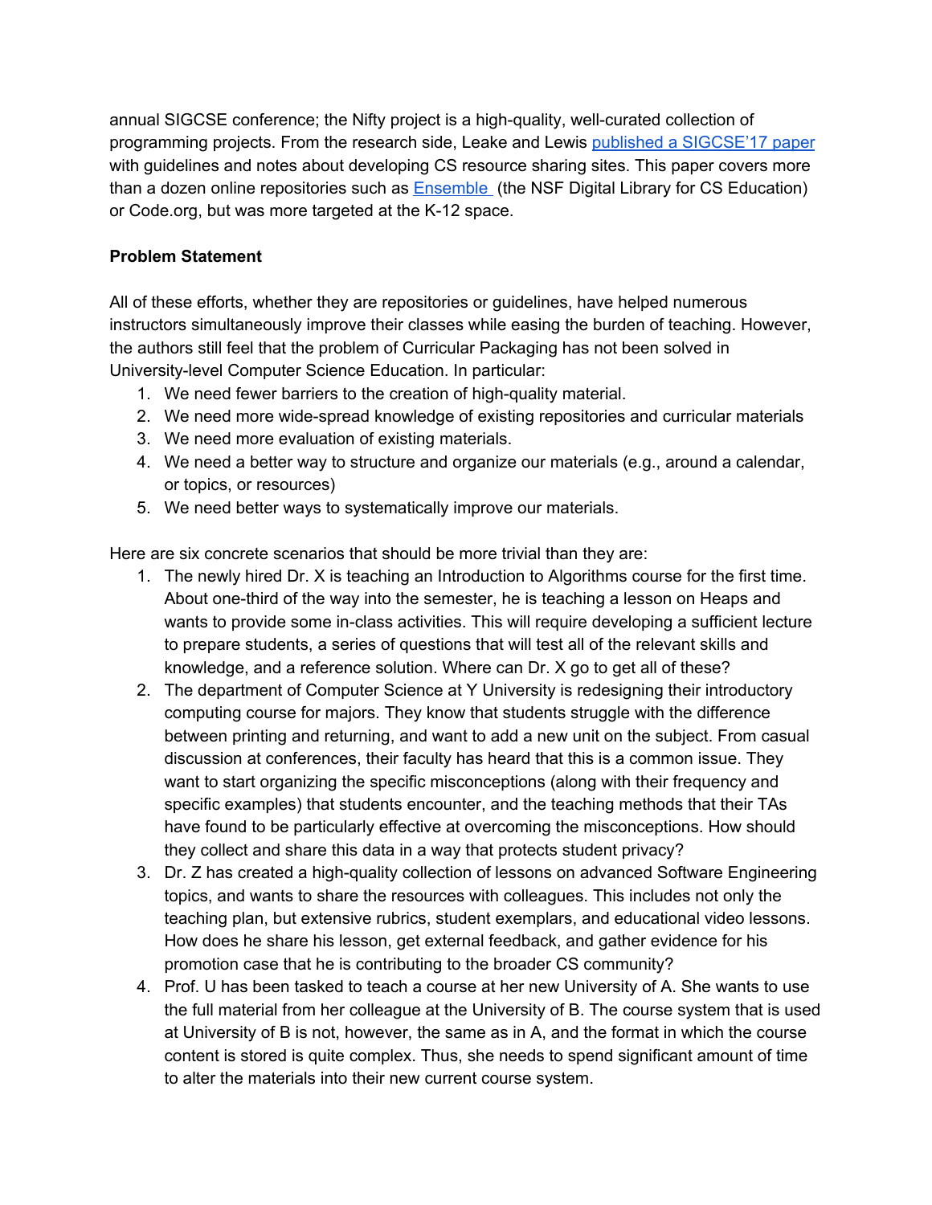annual SIGCSE conference; the Nifty project is a high-quality, well-curated collection of programming projects. From the research side, Leake and Lewis published a SIGCSE'17 paper with guidelines and notes about developing CS resource sharing sites. This paper covers more than a dozen online repositories such as Ensemble (the NSF Digital Library for CS Education) or Code.org, but was more targeted at the K-12 space.

**Problem Statement**

All of these efforts, whether they are repositories or guidelines, have helped numerous instructors simultaneously improve their classes while easing the burden of teaching. However, the authors still feel that the problem of Curricular Packaging has not been solved in University-level Computer Science Education. In particular:

1. We need fewer barriers to the creation of high-quality material.
2. We need more wide-spread knowledge of existing repositories and curricular materials
3. We need more evaluation of existing materials.
4. We need a better way to structure and organize our materials (e.g., around a calendar, or topics, or resources)
5. We need better ways to systematically improve our materials.

Here are six concrete scenarios that should be more trivial than they are:

1. The newly hired Dr. X is teaching an Introduction to Algorithms course for the first time. About one-third of the way into the semester, he is teaching a lesson on Heaps and wants to provide some in-class activities. This will require developing a sufficient lecture to prepare students, a series of questions that will test all of the relevant skills and knowledge, and a reference solution. Where can Dr. X go to get all of these?
2. The department of Computer Science at Y University is redesigning their introductory computing course for majors. They know that students struggle with the difference between printing and returning, and want to add a new unit on the subject. From casual discussion at conferences, their faculty has heard that this is a common issue. They want to start organizing the specific misconceptions (along with their frequency and specific examples) that students encounter, and the teaching methods that their TAs have found to be particularly effective at overcoming the misconceptions. How should they collect and share this data in a way that protects student privacy?
3. Dr. Z has created a high-quality collection of lessons on advanced Software Engineering topics, and wants to share the resources with colleagues. This includes not only the teaching plan, but extensive rubrics, student exemplars, and educational video lessons. How does he share his lesson, get external feedback, and gather evidence for his promotion case that he is contributing to the broader CS community?
4. Prof. U has been tasked to teach a course at her new University of A. She wants to use the full material from her colleague at the University of B. The course system that is used at University of B is not, however, the same as in A, and the format in which the course content is stored is quite complex. Thus, she needs to spend significant amount of time to alter the materials into their new current course system.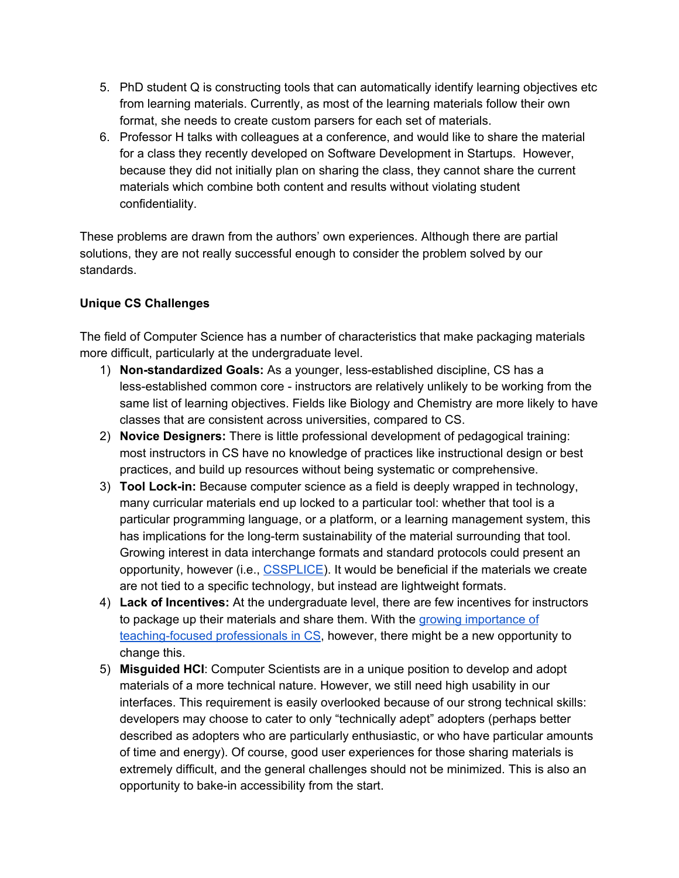5. PhD student Q is constructing tools that can automatically identify learning objectives etc from learning materials. Currently, as most of the learning materials follow their own format, she needs to create custom parsers for each set of materials.
6. Professor H talks with colleagues at a conference, and would like to share the material for a class they recently developed on Software Development in Startups. However, because they did not initially plan on sharing the class, they cannot share the current materials which combine both content and results without violating student confidentiality.

These problems are drawn from the authors' own experiences. Although there are partial solutions, they are not really successful enough to consider the problem solved by our standards.

**Unique CS Challenges**

The field of Computer Science has a number of characteristics that make packaging materials more difficult, particularly at the undergraduate level.

1) **Non-standardized Goals:** As a younger, less-established discipline, CS has a less-established common core - instructors are relatively unlikely to be working from the same list of learning objectives. Fields like Biology and Chemistry are more likely to have classes that are consistent across universities, compared to CS.
2) **Novice Designers:** There is little professional development of pedagogical training: most instructors in CS have no knowledge of practices like instructional design or best practices, and build up resources without being systematic or comprehensive.
3) **Tool Lock-in:** Because computer science as a field is deeply wrapped in technology, many curricular materials end up locked to a particular tool: whether that tool is a particular programming language, or a platform, or a learning management system, this has implications for the long-term sustainability of the material surrounding that tool. Growing interest in data interchange formats and standard protocols could present an opportunity, however (i.e., CSSPLICE). It would be beneficial if the materials we create are not tied to a specific technology, but instead are lightweight formats.
4) **Lack of Incentives:** At the undergraduate level, there are few incentives for instructors to package up their materials and share them. With the growing importance of teaching-focused professionals in CS, however, there might be a new opportunity to change this.
5) **Misguided HCI**: Computer Scientists are in a unique position to develop and adopt materials of a more technical nature. However, we still need high usability in our interfaces. This requirement is easily overlooked because of our strong technical skills: developers may choose to cater to only "technically adept" adopters (perhaps better described as adopters who are particularly enthusiastic, or who have particular amounts of time and energy). Of course, good user experiences for those sharing materials is extremely difficult, and the general challenges should not be minimized. This is also an opportunity to bake-in accessibility from the start.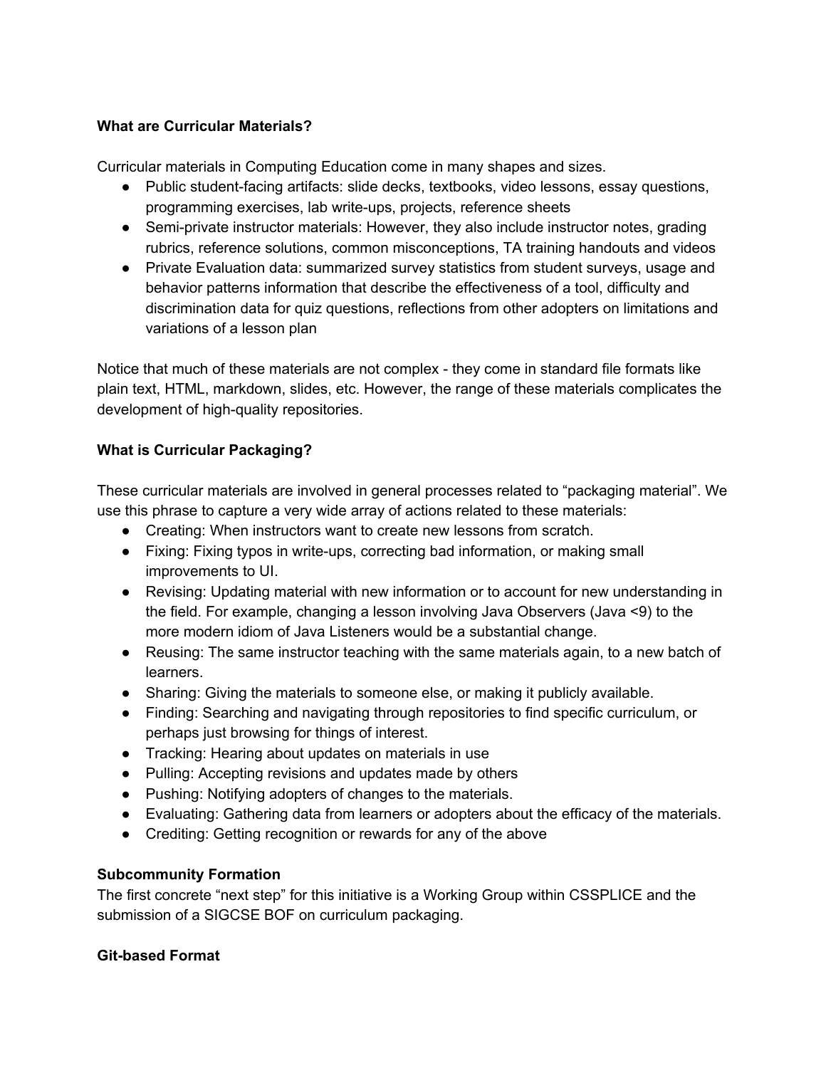**What are Curricular Materials?**

Curricular materials in Computing Education come in many shapes and sizes.

- Public student-facing artifacts: slide decks, textbooks, video lessons, essay questions, programming exercises, lab write-ups, projects, reference sheets
- Semi-private instructor materials: However, they also include instructor notes, grading rubrics, reference solutions, common misconceptions, TA training handouts and videos
- Private Evaluation data: summarized survey statistics from student surveys, usage and behavior patterns information that describe the effectiveness of a tool, difficulty and discrimination data for quiz questions, reflections from other adopters on limitations and variations of a lesson plan

Notice that much of these materials are not complex - they come in standard file formats like plain text, HTML, markdown, slides, etc. However, the range of these materials complicates the development of high-quality repositories.

**What is Curricular Packaging?**

These curricular materials are involved in general processes related to "packaging material". We use this phrase to capture a very wide array of actions related to these materials:

- Creating: When instructors want to create new lessons from scratch.
- Fixing: Fixing typos in write-ups, correcting bad information, or making small improvements to UI.
- Revising: Updating material with new information or to account for new understanding in the field. For example, changing a lesson involving Java Observers (Java <9) to the more modern idiom of Java Listeners would be a substantial change.
- Reusing: The same instructor teaching with the same materials again, to a new batch of learners.
- Sharing: Giving the materials to someone else, or making it publicly available.
- Finding: Searching and navigating through repositories to find specific curriculum, or perhaps just browsing for things of interest.
- Tracking: Hearing about updates on materials in use
- Pulling: Accepting revisions and updates made by others
- Pushing: Notifying adopters of changes to the materials.
- Evaluating: Gathering data from learners or adopters about the efficacy of the materials.
- Crediting: Getting recognition or rewards for any of the above

**Subcommunity Formation**

The first concrete "next step" for this initiative is a Working Group within CSSPLICE and the submission of a SIGCSE BOF on curriculum packaging.

**Git-based Format**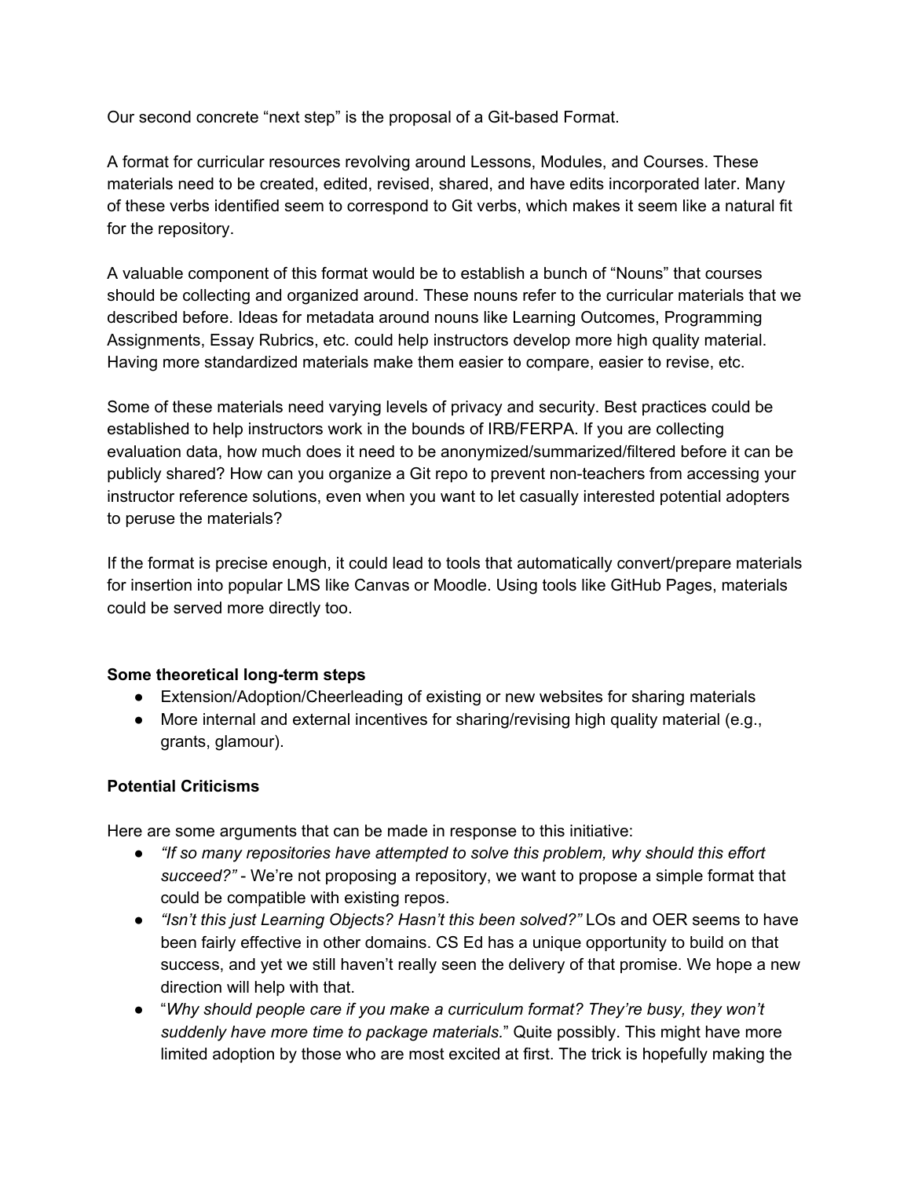Our second concrete "next step" is the proposal of a Git-based Format.

A format for curricular resources revolving around Lessons, Modules, and Courses. These materials need to be created, edited, revised, shared, and have edits incorporated later. Many of these verbs identified seem to correspond to Git verbs, which makes it seem like a natural fit for the repository.

A valuable component of this format would be to establish a bunch of "Nouns" that courses should be collecting and organized around. These nouns refer to the curricular materials that we described before. Ideas for metadata around nouns like Learning Outcomes, Programming Assignments, Essay Rubrics, etc. could help instructors develop more high quality material. Having more standardized materials make them easier to compare, easier to revise, etc.

Some of these materials need varying levels of privacy and security. Best practices could be established to help instructors work in the bounds of IRB/FERPA. If you are collecting evaluation data, how much does it need to be anonymized/summarized/filtered before it can be publicly shared? How can you organize a Git repo to prevent non-teachers from accessing your instructor reference solutions, even when you want to let casually interested potential adopters to peruse the materials?

If the format is precise enough, it could lead to tools that automatically convert/prepare materials for insertion into popular LMS like Canvas or Moodle. Using tools like GitHub Pages, materials could be served more directly too.

**Some theoretical long-term steps**

- Extension/Adoption/Cheerleading of existing or new websites for sharing materials
- More internal and external incentives for sharing/revising high quality material (e.g., grants, glamour).

**Potential Criticisms**

Here are some arguments that can be made in response to this initiative:

- *"If so many repositories have attempted to solve this problem, why should this effort succeed?"* - We're not proposing a repository, we want to propose a simple format that could be compatible with existing repos.
- *"Isn't this just Learning Objects? Hasn't this been solved?"* LOs and OER seems to have been fairly effective in other domains. CS Ed has a unique opportunity to build on that success, and yet we still haven't really seen the delivery of that promise. We hope a new direction will help with that.
- "*Why should people care if you make a curriculum format? They're busy, they won't suddenly have more time to package materials.*" Quite possibly. This might have more limited adoption by those who are most excited at first. The trick is hopefully making the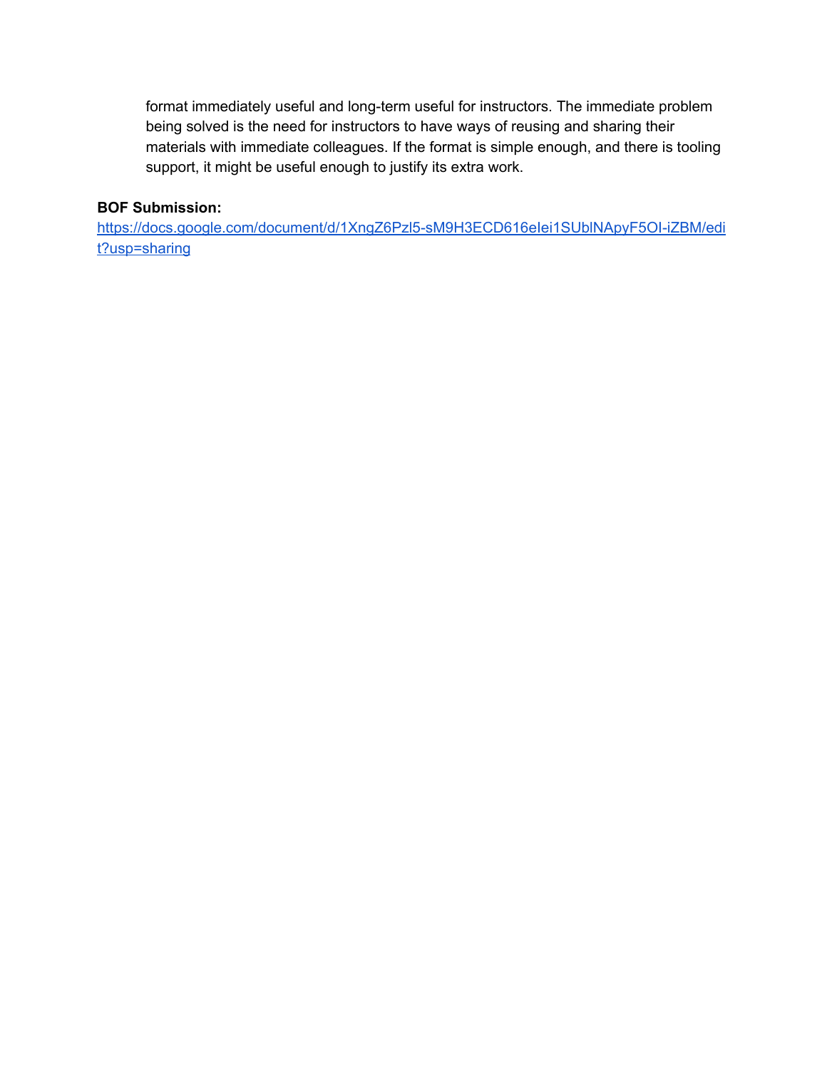format immediately useful and long-term useful for instructors. The immediate problem being solved is the need for instructors to have ways of reusing and sharing their materials with immediate colleagues. If the format is simple enough, and there is tooling support, it might be useful enough to justify its extra work.

**BOF Submission:**
[https://docs.google.com/document/d/1XngZ6Pzl5-sM9H3ECD616eIei1SUblNApyF5OI-iZBM/edit?usp=sharing](https://docs.google.com/document/d/1XngZ6Pzl5-sM9H3ECD616eIei1SUblNApyF5OI-iZBM/edit?usp=sharing)